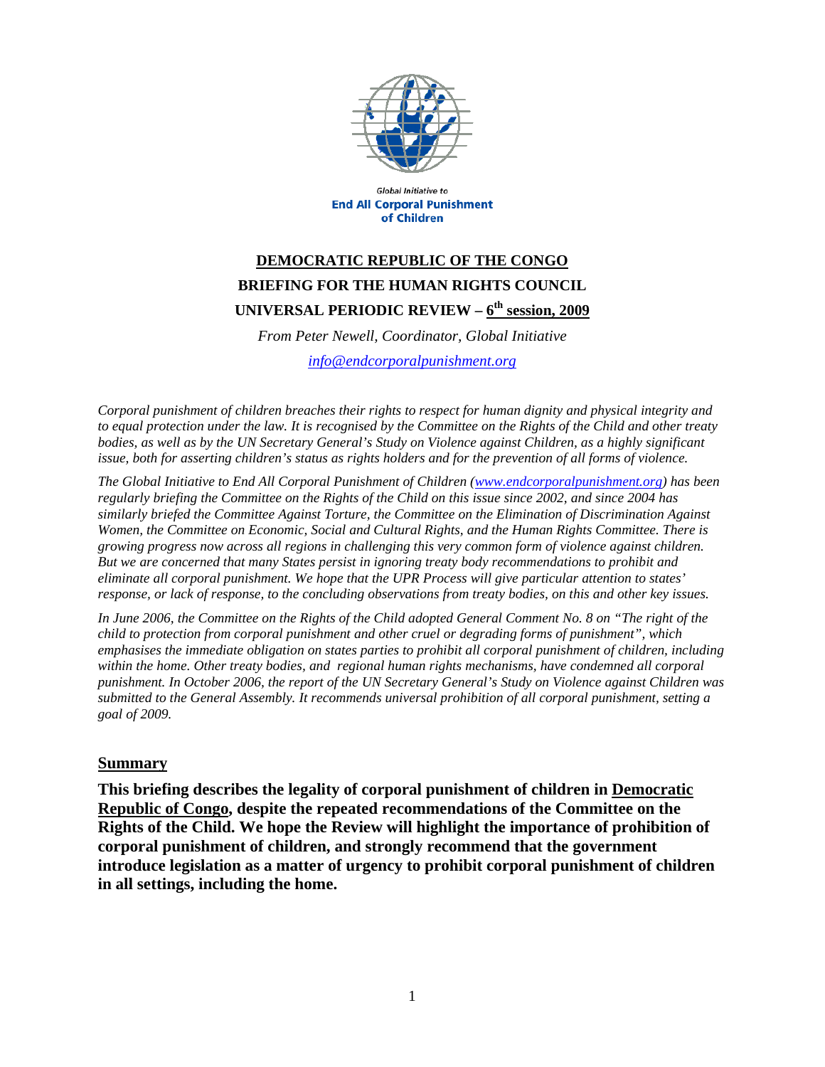Global Initiative to

**End All Corporal Punishment of Children**

# DEMOCRATIC REPUBLIC OF THE CONGO

## BRIEFING FOR THE HUMAN RIGHTS COUNCIL

## UNIVERSAL PERIODIC REVIEW – 6th session, 2009

*From Peter Newell, Coordinator, Global Initiative*

*info@endcorporalpunishment.org*

*Corporal punishment of children breaches their rights to respect for human dignity and physical integrity and to equal protection under the law. It is recognised by the Committee on the Rights of the Child and other treaty bodies, as well as by the UN Secretary General's Study on Violence against Children, as a highly significant issue, both for asserting children's status as rights holders and for the prevention of all forms of violence.*

*The Global Initiative to End All Corporal Punishment of Children (www.endcorporalpunishment.org) has been regularly briefing the Committee on the Rights of the Child on this issue since 2002, and since 2004 has similarly briefed the Committee Against Torture, the Committee on the Elimination of Discrimination Against Women, the Committee on Economic, Social and Cultural Rights, and the Human Rights Committee. There is growing progress now across all regions in challenging this very common form of violence against children. But we are concerned that many States persist in ignoring treaty body recommendations to prohibit and eliminate all corporal punishment. We hope that the UPR Process will give particular attention to states' response, or lack of response, to the concluding observations from treaty bodies, on this and other key issues.*

*In June 2006, the Committee on the Rights of the Child adopted General Comment No. 8 on "The right of the child to protection from corporal punishment and other cruel or degrading forms of punishment", which emphasises the immediate obligation on states parties to prohibit all corporal punishment of children, including within the home. Other treaty bodies, and regional human rights mechanisms, have condemned all corporal punishment. In October 2006, the report of the UN Secretary General's Study on Violence against Children was submitted to the General Assembly. It recommends universal prohibition of all corporal punishment, setting a goal of 2009.*

### Summary

**This briefing describes the legality of corporal punishment of children in Democratic Republic of Congo, despite the repeated recommendations of the Committee on the Rights of the Child. We hope the Review will highlight the importance of prohibition of corporal punishment of children, and strongly recommend that the government introduce legislation as a matter of urgency to prohibit corporal punishment of children in all settings, including the home.**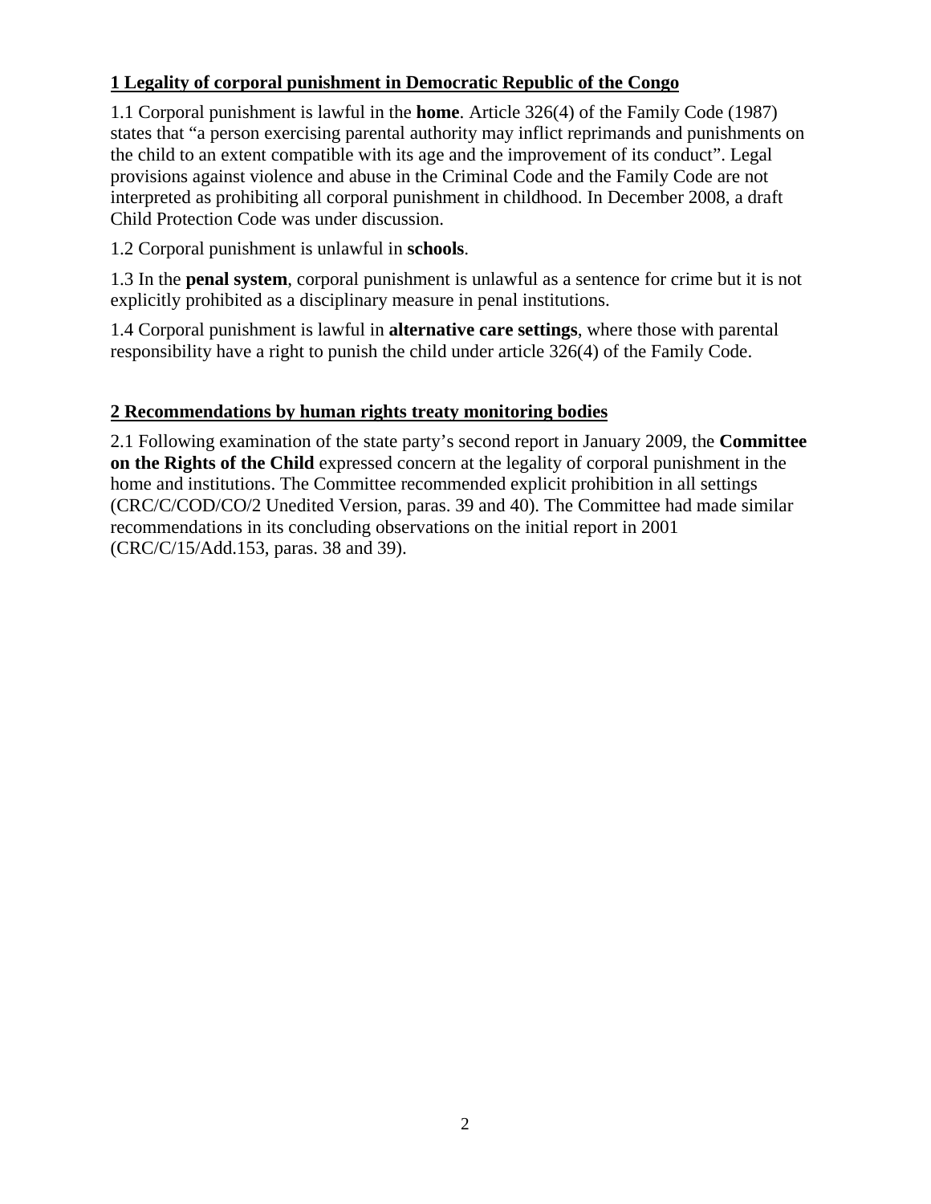## 1 Legality of corporal punishment in Democratic Republic of the Congo

1.1 Corporal punishment is lawful in the **home**. Article 326(4) of the Family Code (1987) states that "a person exercising parental authority may inflict reprimands and punishments on the child to an extent compatible with its age and the improvement of its conduct". Legal provisions against violence and abuse in the Criminal Code and the Family Code are not interpreted as prohibiting all corporal punishment in childhood. In December 2008, a draft Child Protection Code was under discussion.

1.2 Corporal punishment is unlawful in **schools**.

1.3 In the **penal system**, corporal punishment is unlawful as a sentence for crime but it is not explicitly prohibited as a disciplinary measure in penal institutions.

1.4 Corporal punishment is lawful in **alternative care settings**, where those with parental responsibility have a right to punish the child under article 326(4) of the Family Code.

## 2 Recommendations by human rights treaty monitoring bodies

2.1 Following examination of the state party's second report in January 2009, the **Committee on the Rights of the Child** expressed concern at the legality of corporal punishment in the home and institutions. The Committee recommended explicit prohibition in all settings (CRC/C/COD/CO/2 Unedited Version, paras. 39 and 40). The Committee had made similar recommendations in its concluding observations on the initial report in 2001 (CRC/C/15/Add.153, paras. 38 and 39).